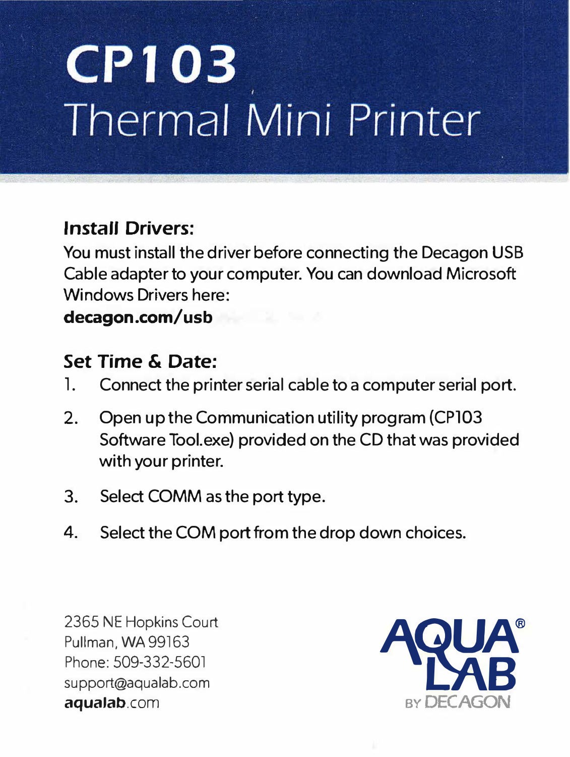# CP103

## Thermal Mini Printer

### Install Drivers:

You must install the driver before connecting the Decagon USB Cable adapter to your computer. You can download Microsoft Windows Drivers here:

**decagon.com/usb**

### Set Time & Date:

1. Connect the printer serial cable to a computer serial port.
2. Open up the Communication utility program (CP103 Software Tool.exe) provided on the CD that was provided with your printer.
3. Select COMM as the port type.
4. Select the COM port from the drop down choices.

2365 NE Hopkins Court
Pullman, WA 99163
Phone: 509-332-5601
support@aqualab.com
**aqualab**.com

AQUA® LAB BY DECAGON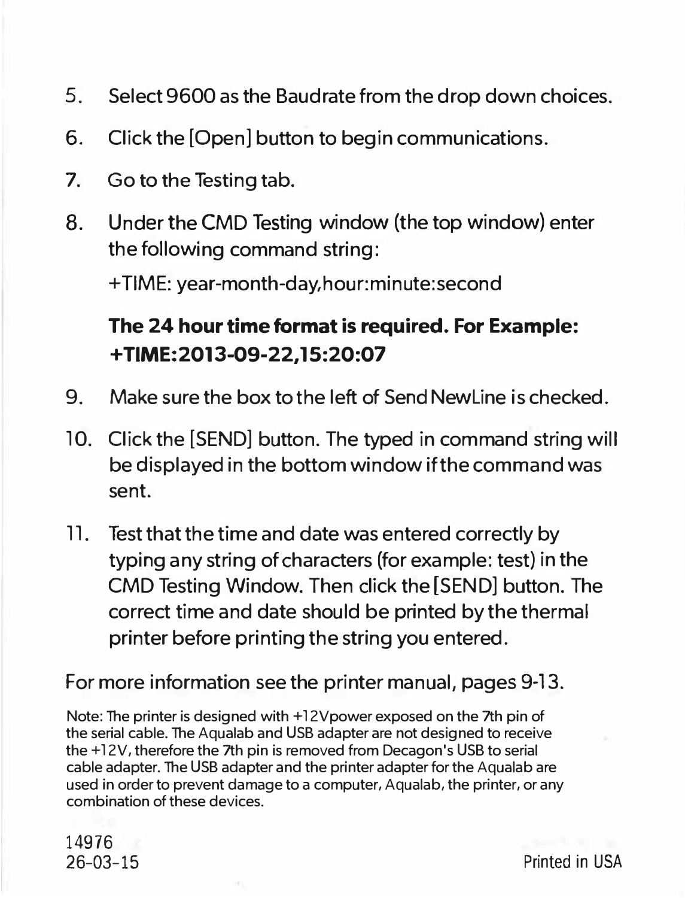5. Select 9600 as the Baudrate from the drop down choices.

6. Click the [Open] button to begin communications.

7. Go to the Testing tab.

8. Under the CMD Testing window (the top window) enter the following command string:

   +TIME: year-month-day,hour:minute:second

   **The 24 hour time format is required. For Example: +TIME:2013-09-22,15:20:07**

9. Make sure the box to the left of Send NewLine is checked.

10. Click the [SEND] button. The typed in command string will be displayed in the bottom window if the command was sent.

11. Test that the time and date was entered correctly by typing any string of characters (for example: test) in the CMD Testing Window. Then click the [SEND] button. The correct time and date should be printed by the thermal printer before printing the string you entered.

For more information see the printer manual, pages 9-13.

Note: The printer is designed with +12Vpower exposed on the 7th pin of the serial cable. The Aqualab and USB adapter are not designed to receive the +12V, therefore the 7th pin is removed from Decagon's USB to serial cable adapter. The USB adapter and the printer adapter for the Aqualab are used in order to prevent damage to a computer, Aqualab, the printer, or any combination of these devices.

14976
26-03-15

Printed in USA